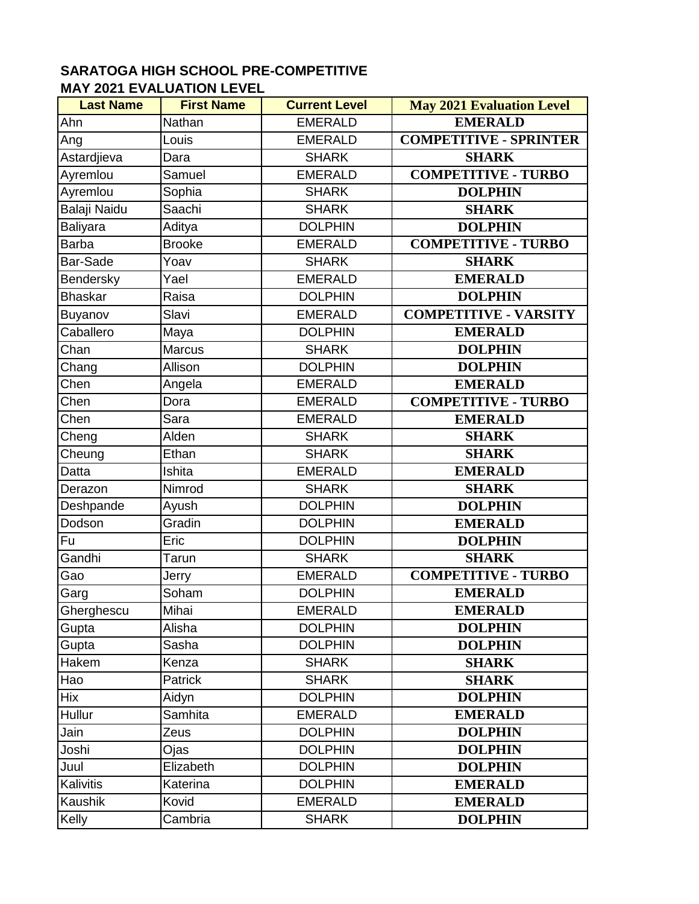## SARATOGA HIGH SCHOOL PRE-COMPETITIVE
## MAY 2021 EVALUATION LEVEL

| Last Name | First Name | Current Level | May 2021 Evaluation Level |
|---|---|---|---|
| Ahn | Nathan | EMERALD | **EMERALD** |
| Ang | Louis | EMERALD | **COMPETITIVE - SPRINTER** |
| Astardjieva | Dara | SHARK | **SHARK** |
| Ayremlou | Samuel | EMERALD | **COMPETITIVE - TURBO** |
| Ayremlou | Sophia | SHARK | **DOLPHIN** |
| Balaji Naidu | Saachi | SHARK | **SHARK** |
| Baliyara | Aditya | DOLPHIN | **DOLPHIN** |
| Barba | Brooke | EMERALD | **COMPETITIVE - TURBO** |
| Bar-Sade | Yoav | SHARK | **SHARK** |
| Bendersky | Yael | EMERALD | **EMERALD** |
| Bhaskar | Raisa | DOLPHIN | **DOLPHIN** |
| Buyanov | Slavi | EMERALD | **COMPETITIVE - VARSITY** |
| Caballero | Maya | DOLPHIN | **EMERALD** |
| Chan | Marcus | SHARK | **DOLPHIN** |
| Chang | Allison | DOLPHIN | **DOLPHIN** |
| Chen | Angela | EMERALD | **EMERALD** |
| Chen | Dora | EMERALD | **COMPETITIVE - TURBO** |
| Chen | Sara | EMERALD | **EMERALD** |
| Cheng | Alden | SHARK | **SHARK** |
| Cheung | Ethan | SHARK | **SHARK** |
| Datta | Ishita | EMERALD | **EMERALD** |
| Derazon | Nimrod | SHARK | **SHARK** |
| Deshpande | Ayush | DOLPHIN | **DOLPHIN** |
| Dodson | Gradin | DOLPHIN | **EMERALD** |
| Fu | Eric | DOLPHIN | **DOLPHIN** |
| Gandhi | Tarun | SHARK | **SHARK** |
| Gao | Jerry | EMERALD | **COMPETITIVE - TURBO** |
| Garg | Soham | DOLPHIN | **EMERALD** |
| Gherghescu | Mihai | EMERALD | **EMERALD** |
| Gupta | Alisha | DOLPHIN | **DOLPHIN** |
| Gupta | Sasha | DOLPHIN | **DOLPHIN** |
| Hakem | Kenza | SHARK | **SHARK** |
| Hao | Patrick | SHARK | **SHARK** |
| Hix | Aidyn | DOLPHIN | **DOLPHIN** |
| Hullur | Samhita | EMERALD | **EMERALD** |
| Jain | Zeus | DOLPHIN | **DOLPHIN** |
| Joshi | Ojas | DOLPHIN | **DOLPHIN** |
| Juul | Elizabeth | DOLPHIN | **DOLPHIN** |
| Kalivitis | Katerina | DOLPHIN | **EMERALD** |
| Kaushik | Kovid | EMERALD | **EMERALD** |
| Kelly | Cambria | SHARK | **DOLPHIN** |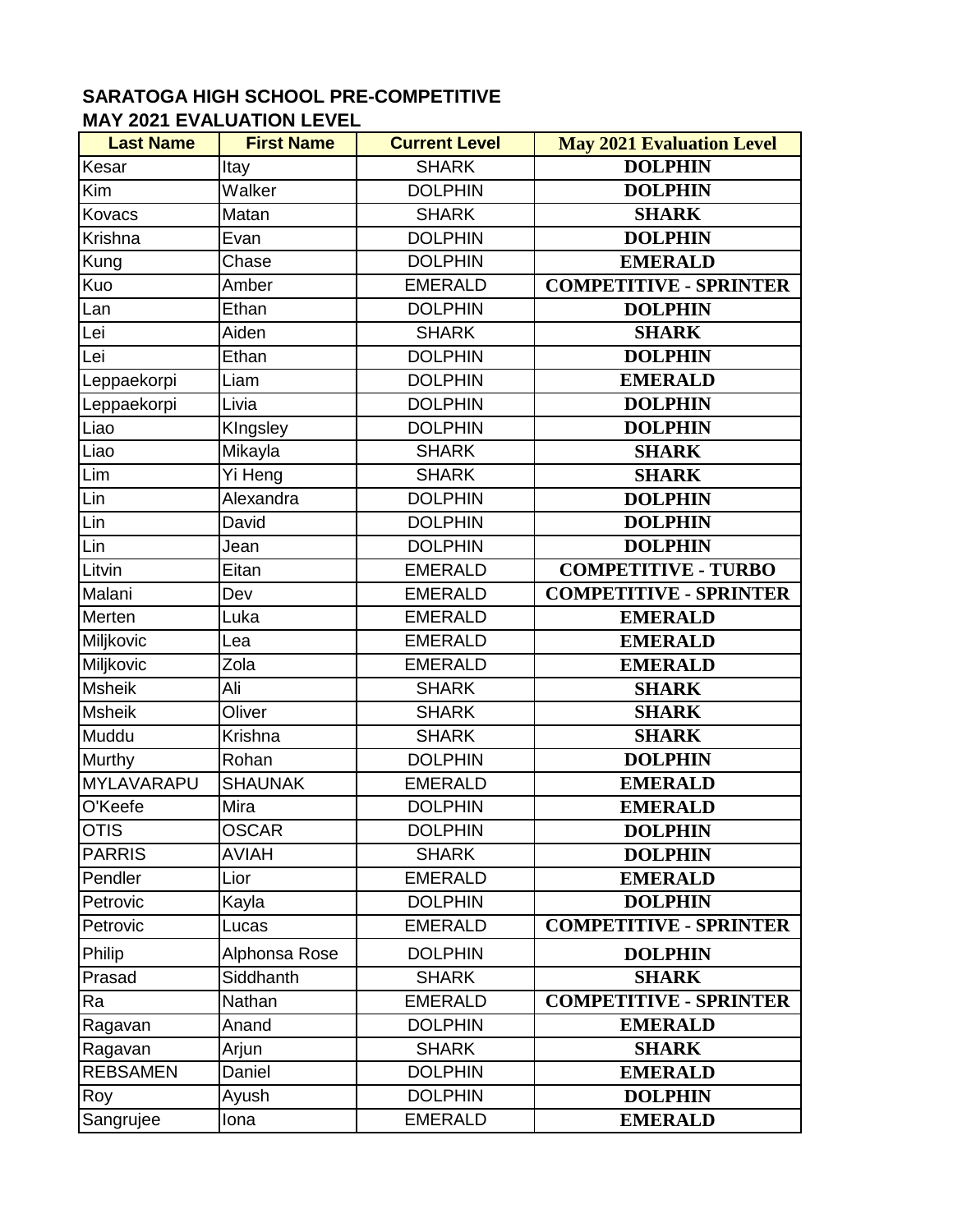## SARATOGA HIGH SCHOOL PRE-COMPETITIVE
## MAY 2021 EVALUATION LEVEL

| Last Name | First Name | Current Level | May 2021 Evaluation Level |
|---|---|---|---|
| Kesar | Itay | SHARK | **DOLPHIN** |
| Kim | Walker | DOLPHIN | **DOLPHIN** |
| Kovacs | Matan | SHARK | **SHARK** |
| Krishna | Evan | DOLPHIN | **DOLPHIN** |
| Kung | Chase | DOLPHIN | **EMERALD** |
| Kuo | Amber | EMERALD | **COMPETITIVE - SPRINTER** |
| Lan | Ethan | DOLPHIN | **DOLPHIN** |
| Lei | Aiden | SHARK | **SHARK** |
| Lei | Ethan | DOLPHIN | **DOLPHIN** |
| Leppaekorpi | Liam | DOLPHIN | **EMERALD** |
| Leppaekorpi | Livia | DOLPHIN | **DOLPHIN** |
| Liao | KIngsley | DOLPHIN | **DOLPHIN** |
| Liao | Mikayla | SHARK | **SHARK** |
| Lim | Yi Heng | SHARK | **SHARK** |
| Lin | Alexandra | DOLPHIN | **DOLPHIN** |
| Lin | David | DOLPHIN | **DOLPHIN** |
| Lin | Jean | DOLPHIN | **DOLPHIN** |
| Litvin | Eitan | EMERALD | **COMPETITIVE - TURBO** |
| Malani | Dev | EMERALD | **COMPETITIVE - SPRINTER** |
| Merten | Luka | EMERALD | **EMERALD** |
| Miljkovic | Lea | EMERALD | **EMERALD** |
| Miljkovic | Zola | EMERALD | **EMERALD** |
| Msheik | Ali | SHARK | **SHARK** |
| Msheik | Oliver | SHARK | **SHARK** |
| Muddu | Krishna | SHARK | **SHARK** |
| Murthy | Rohan | DOLPHIN | **DOLPHIN** |
| MYLAVARAPU | SHAUNAK | EMERALD | **EMERALD** |
| O'Keefe | Mira | DOLPHIN | **EMERALD** |
| OTIS | OSCAR | DOLPHIN | **DOLPHIN** |
| PARRIS | AVIAH | SHARK | **DOLPHIN** |
| Pendler | Lior | EMERALD | **EMERALD** |
| Petrovic | Kayla | DOLPHIN | **DOLPHIN** |
| Petrovic | Lucas | EMERALD | **COMPETITIVE - SPRINTER** |
| Philip | Alphonsa Rose | DOLPHIN | **DOLPHIN** |
| Prasad | Siddhanth | SHARK | **SHARK** |
| Ra | Nathan | EMERALD | **COMPETITIVE - SPRINTER** |
| Ragavan | Anand | DOLPHIN | **EMERALD** |
| Ragavan | Arjun | SHARK | **SHARK** |
| REBSAMEN | Daniel | DOLPHIN | **EMERALD** |
| Roy | Ayush | DOLPHIN | **DOLPHIN** |
| Sangrujee | Iona | EMERALD | **EMERALD** |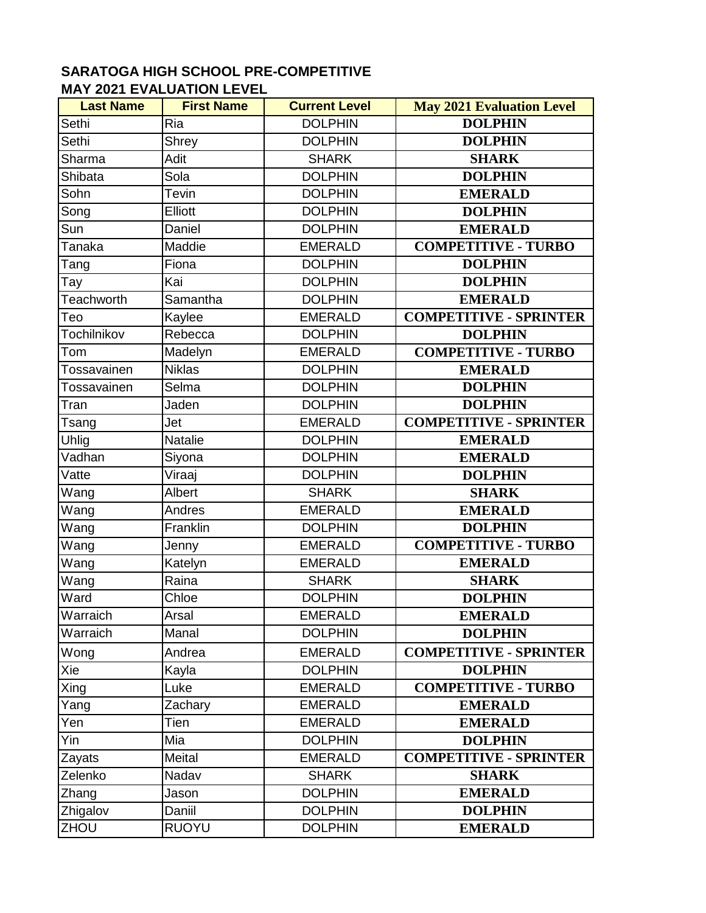**SARATOGA HIGH SCHOOL PRE-COMPETITIVE**
**MAY 2021 EVALUATION LEVEL**

| Last Name | First Name | Current Level | May 2021 Evaluation Level |
|---|---|---|---|
| Sethi | Ria | DOLPHIN | **DOLPHIN** |
| Sethi | Shrey | DOLPHIN | **DOLPHIN** |
| Sharma | Adit | SHARK | **SHARK** |
| Shibata | Sola | DOLPHIN | **DOLPHIN** |
| Sohn | Tevin | DOLPHIN | **EMERALD** |
| Song | Elliott | DOLPHIN | **DOLPHIN** |
| Sun | Daniel | DOLPHIN | **EMERALD** |
| Tanaka | Maddie | EMERALD | **COMPETITIVE - TURBO** |
| Tang | Fiona | DOLPHIN | **DOLPHIN** |
| Tay | Kai | DOLPHIN | **DOLPHIN** |
| Teachworth | Samantha | DOLPHIN | **EMERALD** |
| Teo | Kaylee | EMERALD | **COMPETITIVE - SPRINTER** |
| Tochilnikov | Rebecca | DOLPHIN | **DOLPHIN** |
| Tom | Madelyn | EMERALD | **COMPETITIVE - TURBO** |
| Tossavainen | Niklas | DOLPHIN | **EMERALD** |
| Tossavainen | Selma | DOLPHIN | **DOLPHIN** |
| Tran | Jaden | DOLPHIN | **DOLPHIN** |
| Tsang | Jet | EMERALD | **COMPETITIVE - SPRINTER** |
| Uhlig | Natalie | DOLPHIN | **EMERALD** |
| Vadhan | Siyona | DOLPHIN | **EMERALD** |
| Vatte | Viraaj | DOLPHIN | **DOLPHIN** |
| Wang | Albert | SHARK | **SHARK** |
| Wang | Andres | EMERALD | **EMERALD** |
| Wang | Franklin | DOLPHIN | **DOLPHIN** |
| Wang | Jenny | EMERALD | **COMPETITIVE - TURBO** |
| Wang | Katelyn | EMERALD | **EMERALD** |
| Wang | Raina | SHARK | **SHARK** |
| Ward | Chloe | DOLPHIN | **DOLPHIN** |
| Warraich | Arsal | EMERALD | **EMERALD** |
| Warraich | Manal | DOLPHIN | **DOLPHIN** |
| Wong | Andrea | EMERALD | **COMPETITIVE - SPRINTER** |
| Xie | Kayla | DOLPHIN | **DOLPHIN** |
| Xing | Luke | EMERALD | **COMPETITIVE - TURBO** |
| Yang | Zachary | EMERALD | **EMERALD** |
| Yen | Tien | EMERALD | **EMERALD** |
| Yin | Mia | DOLPHIN | **DOLPHIN** |
| Zayats | Meital | EMERALD | **COMPETITIVE - SPRINTER** |
| Zelenko | Nadav | SHARK | **SHARK** |
| Zhang | Jason | DOLPHIN | **EMERALD** |
| Zhigalov | Daniil | DOLPHIN | **DOLPHIN** |
| ZHOU | RUOYU | DOLPHIN | **EMERALD** |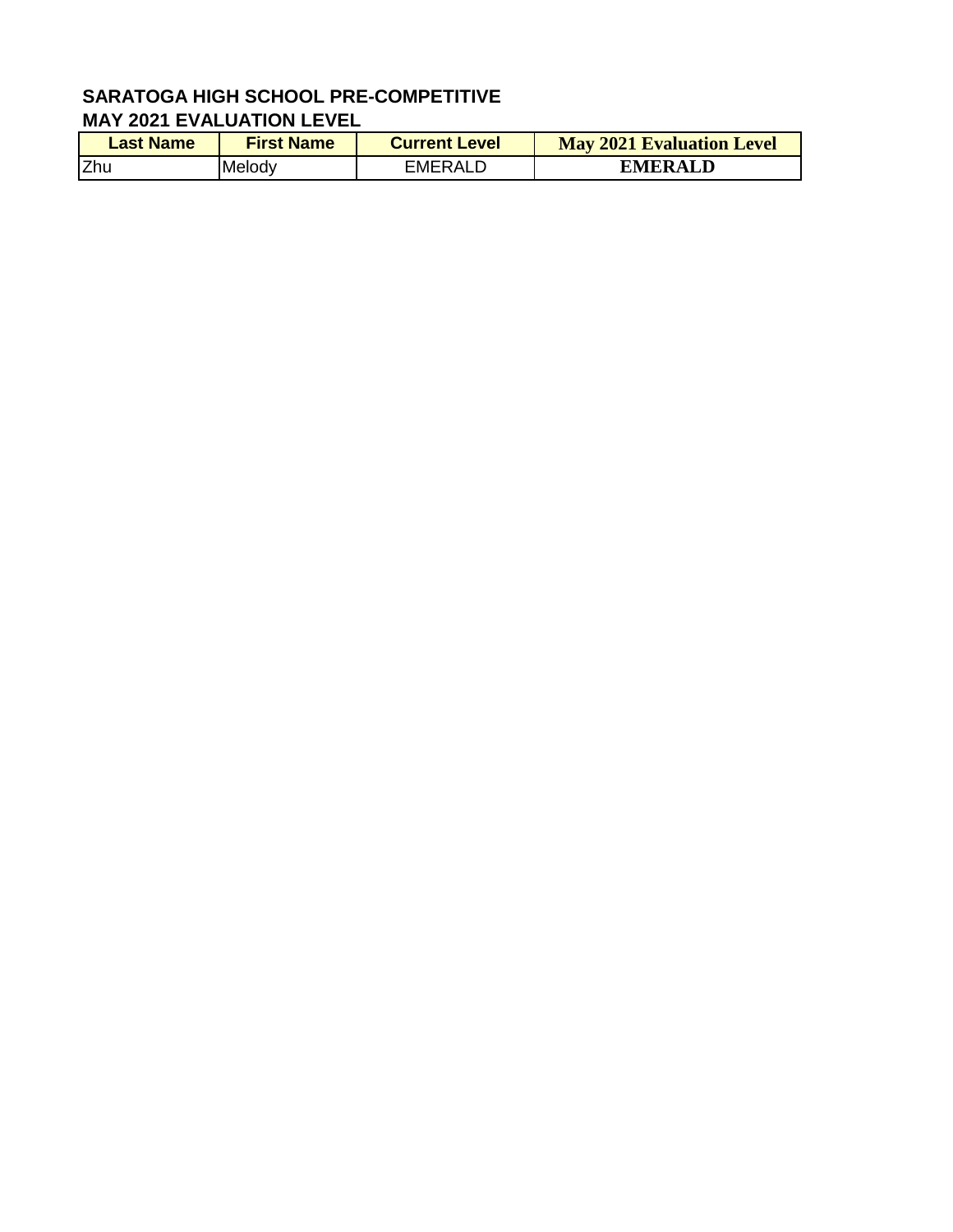**SARATOGA HIGH SCHOOL PRE-COMPETITIVE**
**MAY 2021 EVALUATION LEVEL**

| Last Name | First Name | Current Level | May 2021 Evaluation Level |
|---|---|---|---|
| Zhu | Melody | EMERALD | **EMERALD** |